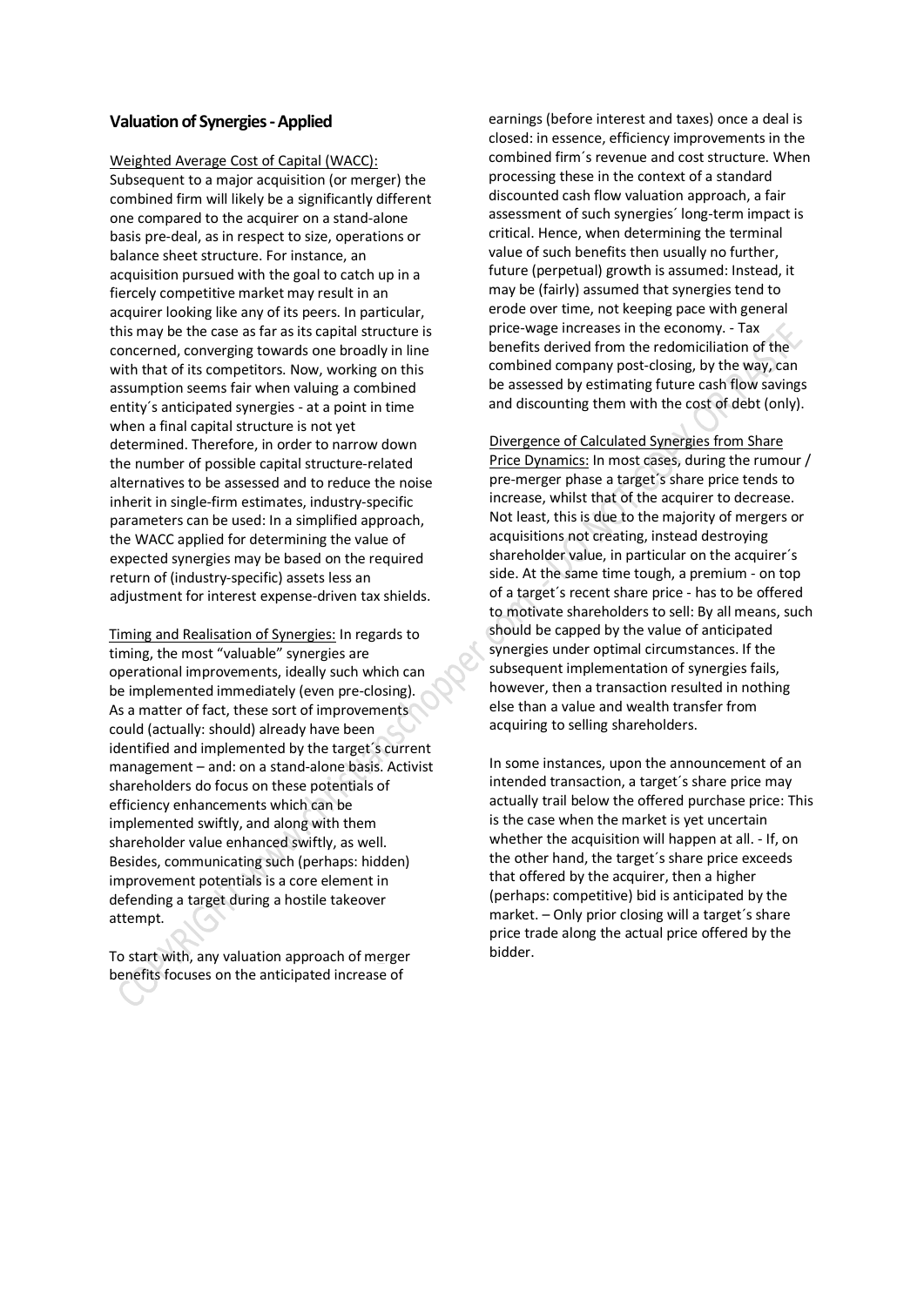## Valuation of Synergies - Applied

Weighted Average Cost of Capital (WACC): Subsequent to a major acquisition (or merger) the combined firm will likely be a significantly different one compared to the acquirer on a stand-alone basis pre-deal, as in respect to size, operations or balance sheet structure. For instance, an acquisition pursued with the goal to catch up in a fiercely competitive market may result in an acquirer looking like any of its peers. In particular, this may be the case as far as its capital structure is concerned, converging towards one broadly in line with that of its competitors. Now, working on this assumption seems fair when valuing a combined entity´s anticipated synergies - at a point in time when a final capital structure is not yet determined. Therefore, in order to narrow down the number of possible capital structure-related alternatives to be assessed and to reduce the noise inherit in single-firm estimates, industry-specific parameters can be used: In a simplified approach, the WACC applied for determining the value of expected synergies may be based on the required return of (industry-specific) assets less an adjustment for interest expense-driven tax shields.

Timing and Realisation of Synergies: In regards to timing, the most "valuable" synergies are operational improvements, ideally such which can be implemented immediately (even pre-closing). As a matter of fact, these sort of improvements could (actually: should) already have been identified and implemented by the target´s current management – and: on a stand-alone basis. Activist shareholders do focus on these potentials of efficiency enhancements which can be implemented swiftly, and along with them shareholder value enhanced swiftly, as well. Besides, communicating such (perhaps: hidden) improvement potentials is a core element in defending a target during a hostile takeover attempt.

To start with, any valuation approach of merger benefits focuses on the anticipated increase of earnings (before interest and taxes) once a deal is closed: in essence, efficiency improvements in the combined firm´s revenue and cost structure. When processing these in the context of a standard discounted cash flow valuation approach, a fair assessment of such synergies´ long-term impact is critical. Hence, when determining the terminal value of such benefits then usually no further, future (perpetual) growth is assumed: Instead, it may be (fairly) assumed that synergies tend to erode over time, not keeping pace with general price-wage increases in the economy. - Tax benefits derived from the redomiciliation of the combined company post-closing, by the way, can be assessed by estimating future cash flow savings and discounting them with the cost of debt (only).

Divergence of Calculated Synergies from Share Price Dynamics: In most cases, during the rumour / pre-merger phase a target´s share price tends to increase, whilst that of the acquirer to decrease. Not least, this is due to the majority of mergers or acquisitions not creating, instead destroying shareholder value, in particular on the acquirer´s side. At the same time tough, a premium - on top of a target´s recent share price - has to be offered to motivate shareholders to sell: By all means, such should be capped by the value of anticipated synergies under optimal circumstances. If the subsequent implementation of synergies fails, however, then a transaction resulted in nothing else than a value and wealth transfer from acquiring to selling shareholders.

In some instances, upon the announcement of an intended transaction, a target´s share price may actually trail below the offered purchase price: This is the case when the market is yet uncertain whether the acquisition will happen at all. - If, on the other hand, the target´s share price exceeds that offered by the acquirer, then a higher (perhaps: competitive) bid is anticipated by the market. – Only prior closing will a target´s share price trade along the actual price offered by the bidder.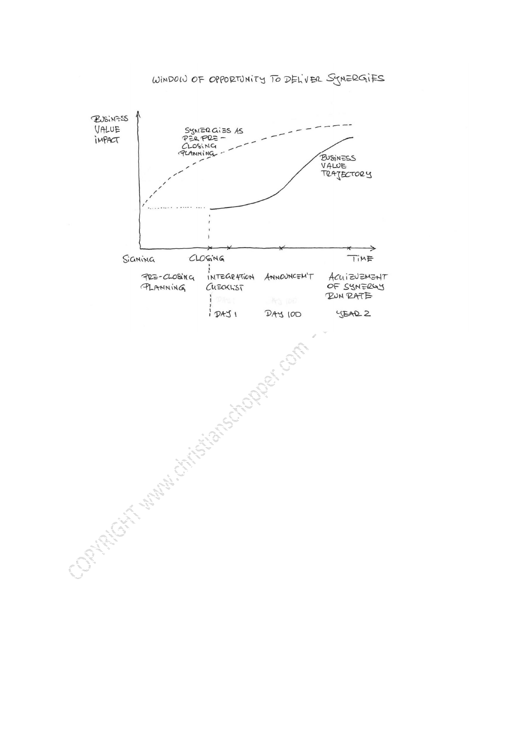WINDOW OF OPPORTUNITY TO DELIVER SYNERGIES

BUSINESS VALUE IMPACT

SYNERGIES AS PER PRE-CLOSING PLANNING

BUSINESS VALUE TRAJECTORY

SIGNING

CLOSING

TIME

PRE-CLOSING PLANNING

INTEGRATION CHECKLIST

ANNOUNCEM'T

ACHIEVEMENT OF SYNERGY RUN RATE

DAY 1

DAY 100

YEAR 2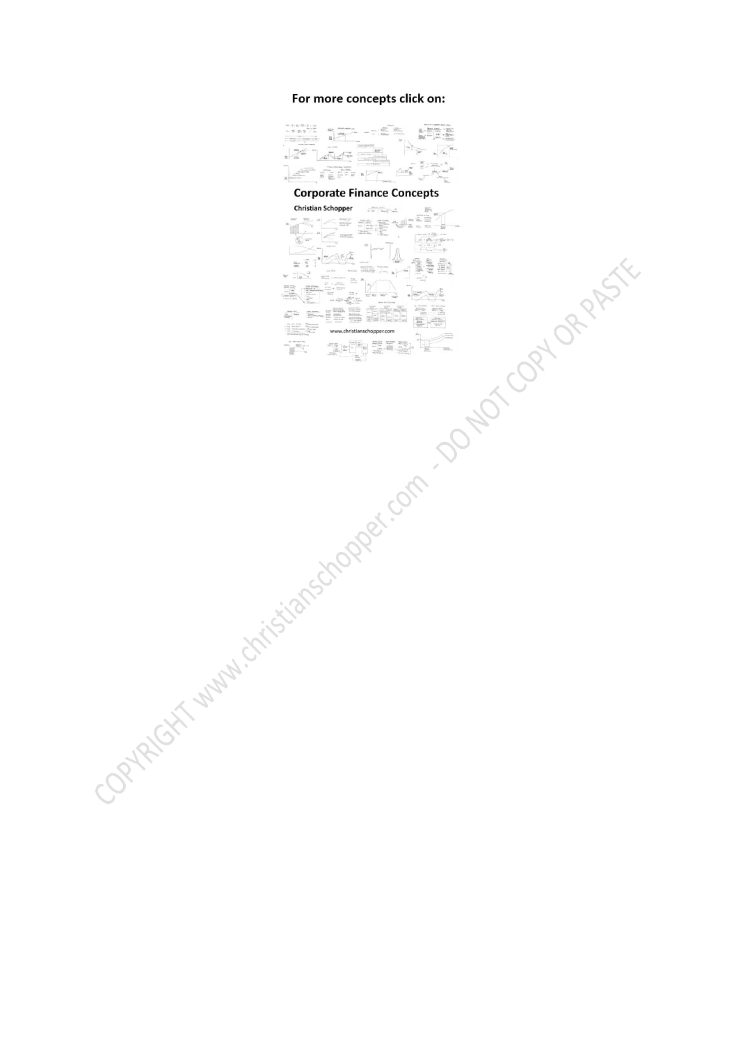For more concepts click on:

**Corporate Finance Concepts**

**Christian Schopper**

www.christianschopper.com